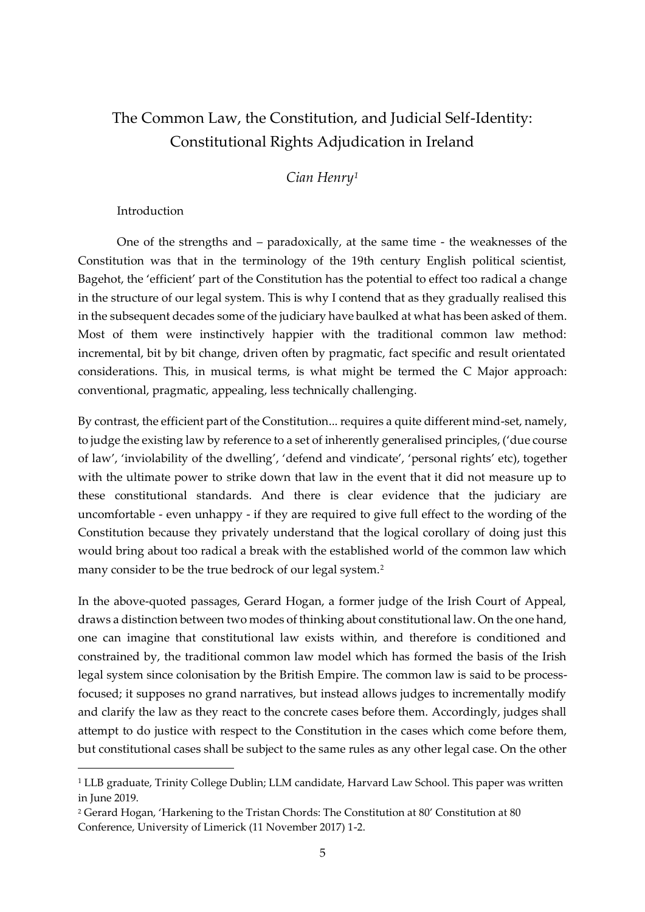# The Common Law, the Constitution, and Judicial Self-Identity: Constitutional Rights Adjudication in Ireland

*Cian Henry*[1]

## Introduction

One of the strengths and – paradoxically, at the same time - the weaknesses of the Constitution was that in the terminology of the 19th century English political scientist, Bagehot, the 'efficient' part of the Constitution has the potential to effect too radical a change in the structure of our legal system. This is why I contend that as they gradually realised this in the subsequent decades some of the judiciary have baulked at what has been asked of them. Most of them were instinctively happier with the traditional common law method: incremental, bit by bit change, driven often by pragmatic, fact specific and result orientated considerations. This, in musical terms, is what might be termed the C Major approach: conventional, pragmatic, appealing, less technically challenging.

By contrast, the efficient part of the Constitution... requires a quite different mind-set, namely, to judge the existing law by reference to a set of inherently generalised principles, ('due course of law', 'inviolability of the dwelling', 'defend and vindicate', 'personal rights' etc), together with the ultimate power to strike down that law in the event that it did not measure up to these constitutional standards. And there is clear evidence that the judiciary are uncomfortable - even unhappy - if they are required to give full effect to the wording of the Constitution because they privately understand that the logical corollary of doing just this would bring about too radical a break with the established world of the common law which many consider to be the true bedrock of our legal system.[2]

In the above-quoted passages, Gerard Hogan, a former judge of the Irish Court of Appeal, draws a distinction between two modes of thinking about constitutional law. On the one hand, one can imagine that constitutional law exists within, and therefore is conditioned and constrained by, the traditional common law model which has formed the basis of the Irish legal system since colonisation by the British Empire. The common law is said to be process-focused; it supposes no grand narratives, but instead allows judges to incrementally modify and clarify the law as they react to the concrete cases before them. Accordingly, judges shall attempt to do justice with respect to the Constitution in the cases which come before them, but constitutional cases shall be subject to the same rules as any other legal case. On the other

---

[1] LLB graduate, Trinity College Dublin; LLM candidate, Harvard Law School. This paper was written in June 2019.

[2] Gerard Hogan, 'Harkening to the Tristan Chords: The Constitution at 80' Constitution at 80 Conference, University of Limerick (11 November 2017) 1-2.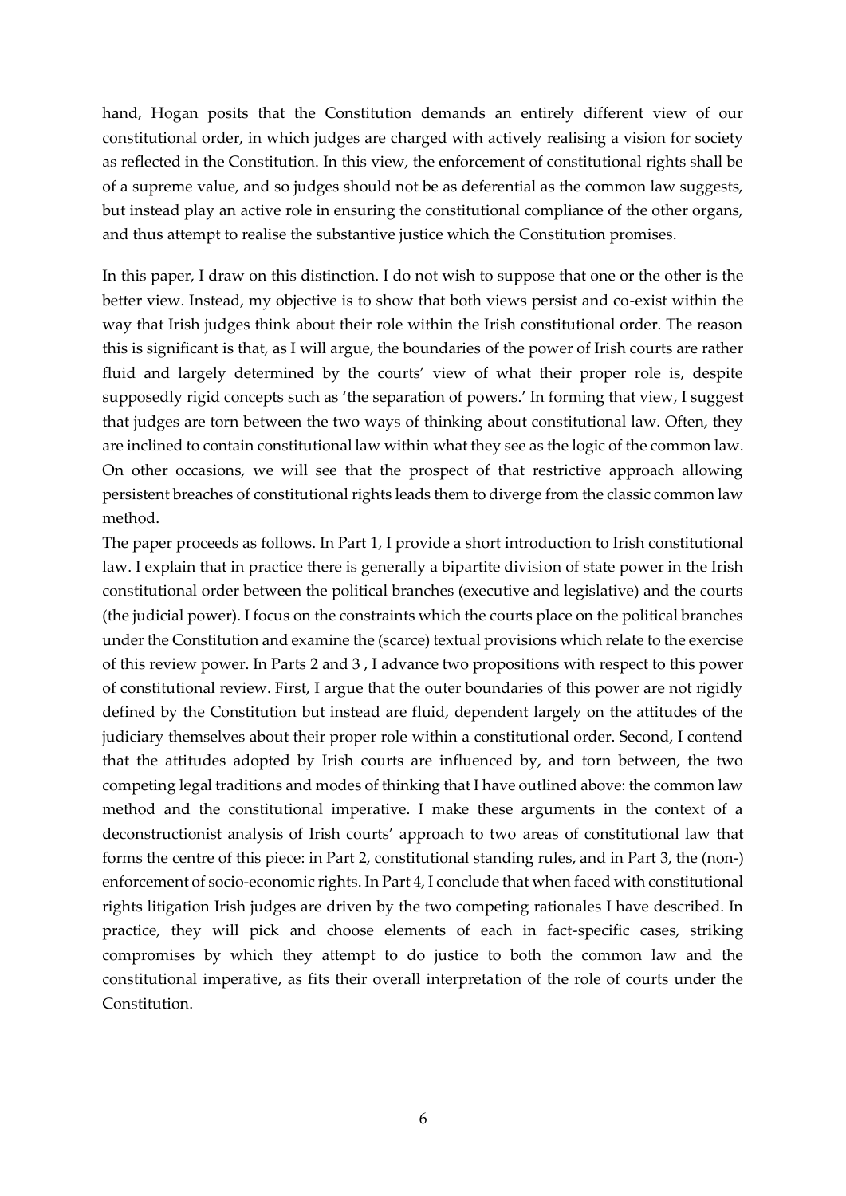hand, Hogan posits that the Constitution demands an entirely different view of our constitutional order, in which judges are charged with actively realising a vision for society as reflected in the Constitution. In this view, the enforcement of constitutional rights shall be of a supreme value, and so judges should not be as deferential as the common law suggests, but instead play an active role in ensuring the constitutional compliance of the other organs, and thus attempt to realise the substantive justice which the Constitution promises.

In this paper, I draw on this distinction. I do not wish to suppose that one or the other is the better view. Instead, my objective is to show that both views persist and co-exist within the way that Irish judges think about their role within the Irish constitutional order. The reason this is significant is that, as I will argue, the boundaries of the power of Irish courts are rather fluid and largely determined by the courts' view of what their proper role is, despite supposedly rigid concepts such as 'the separation of powers.' In forming that view, I suggest that judges are torn between the two ways of thinking about constitutional law. Often, they are inclined to contain constitutional law within what they see as the logic of the common law. On other occasions, we will see that the prospect of that restrictive approach allowing persistent breaches of constitutional rights leads them to diverge from the classic common law method.

The paper proceeds as follows. In Part 1, I provide a short introduction to Irish constitutional law. I explain that in practice there is generally a bipartite division of state power in the Irish constitutional order between the political branches (executive and legislative) and the courts (the judicial power). I focus on the constraints which the courts place on the political branches under the Constitution and examine the (scarce) textual provisions which relate to the exercise of this review power. In Parts 2 and 3 , I advance two propositions with respect to this power of constitutional review. First, I argue that the outer boundaries of this power are not rigidly defined by the Constitution but instead are fluid, dependent largely on the attitudes of the judiciary themselves about their proper role within a constitutional order. Second, I contend that the attitudes adopted by Irish courts are influenced by, and torn between, the two competing legal traditions and modes of thinking that I have outlined above: the common law method and the constitutional imperative. I make these arguments in the context of a deconstructionist analysis of Irish courts' approach to two areas of constitutional law that forms the centre of this piece: in Part 2, constitutional standing rules, and in Part 3, the (non-) enforcement of socio-economic rights. In Part 4, I conclude that when faced with constitutional rights litigation Irish judges are driven by the two competing rationales I have described. In practice, they will pick and choose elements of each in fact-specific cases, striking compromises by which they attempt to do justice to both the common law and the constitutional imperative, as fits their overall interpretation of the role of courts under the Constitution.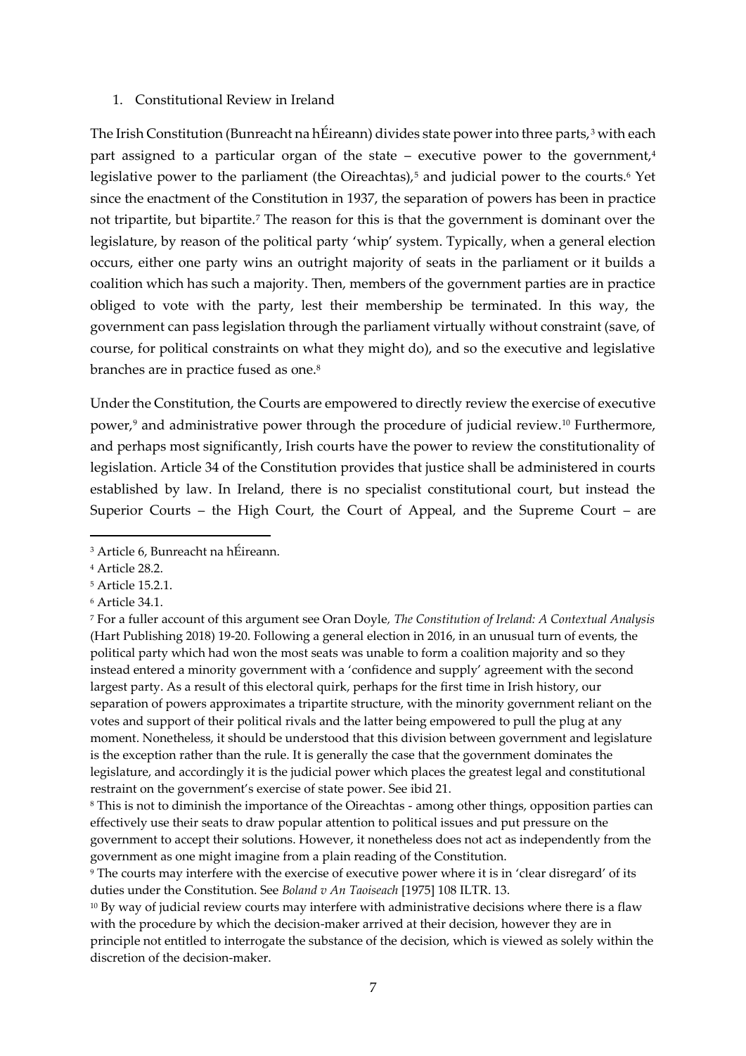1. Constitutional Review in Ireland

The Irish Constitution (Bunreacht na hÉireann) divides state power into three parts,[3] with each part assigned to a particular organ of the state – executive power to the government,[4] legislative power to the parliament (the Oireachtas),[5] and judicial power to the courts.[6] Yet since the enactment of the Constitution in 1937, the separation of powers has been in practice not tripartite, but bipartite.[7] The reason for this is that the government is dominant over the legislature, by reason of the political party 'whip' system. Typically, when a general election occurs, either one party wins an outright majority of seats in the parliament or it builds a coalition which has such a majority. Then, members of the government parties are in practice obliged to vote with the party, lest their membership be terminated. In this way, the government can pass legislation through the parliament virtually without constraint (save, of course, for political constraints on what they might do), and so the executive and legislative branches are in practice fused as one.[8]

Under the Constitution, the Courts are empowered to directly review the exercise of executive power,[9] and administrative power through the procedure of judicial review.[10] Furthermore, and perhaps most significantly, Irish courts have the power to review the constitutionality of legislation. Article 34 of the Constitution provides that justice shall be administered in courts established by law. In Ireland, there is no specialist constitutional court, but instead the Superior Courts – the High Court, the Court of Appeal, and the Supreme Court – are

---

[3] Article 6, Bunreacht na hÉireann.

[4] Article 28.2.

[5] Article 15.2.1.

[6] Article 34.1.

[7] For a fuller account of this argument see Oran Doyle, *The Constitution of Ireland: A Contextual Analysis* (Hart Publishing 2018) 19-20. Following a general election in 2016, in an unusual turn of events, the political party which had won the most seats was unable to form a coalition majority and so they instead entered a minority government with a 'confidence and supply' agreement with the second largest party. As a result of this electoral quirk, perhaps for the first time in Irish history, our separation of powers approximates a tripartite structure, with the minority government reliant on the votes and support of their political rivals and the latter being empowered to pull the plug at any moment. Nonetheless, it should be understood that this division between government and legislature is the exception rather than the rule. It is generally the case that the government dominates the legislature, and accordingly it is the judicial power which places the greatest legal and constitutional restraint on the government's exercise of state power. See ibid 21.

[8] This is not to diminish the importance of the Oireachtas - among other things, opposition parties can effectively use their seats to draw popular attention to political issues and put pressure on the government to accept their solutions. However, it nonetheless does not act as independently from the government as one might imagine from a plain reading of the Constitution.

[9] The courts may interfere with the exercise of executive power where it is in 'clear disregard' of its duties under the Constitution. See *Boland v An Taoiseach* [1975] 108 ILTR. 13.

[10] By way of judicial review courts may interfere with administrative decisions where there is a flaw with the procedure by which the decision-maker arrived at their decision, however they are in principle not entitled to interrogate the substance of the decision, which is viewed as solely within the discretion of the decision-maker.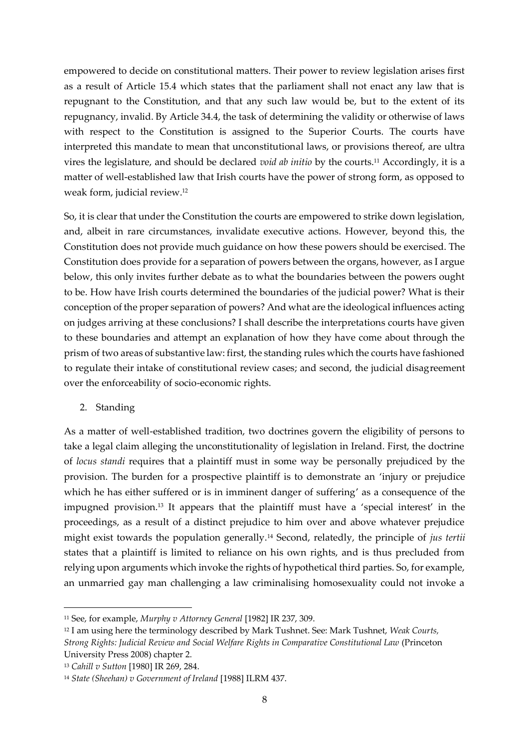empowered to decide on constitutional matters. Their power to review legislation arises first as a result of Article 15.4 which states that the parliament shall not enact any law that is repugnant to the Constitution, and that any such law would be, but to the extent of its repugnancy, invalid. By Article 34.4, the task of determining the validity or otherwise of laws with respect to the Constitution is assigned to the Superior Courts. The courts have interpreted this mandate to mean that unconstitutional laws, or provisions thereof, are ultra vires the legislature, and should be declared *void ab initio* by the courts.[11] Accordingly, it is a matter of well-established law that Irish courts have the power of strong form, as opposed to weak form, judicial review.[12]

So, it is clear that under the Constitution the courts are empowered to strike down legislation, and, albeit in rare circumstances, invalidate executive actions. However, beyond this, the Constitution does not provide much guidance on how these powers should be exercised. The Constitution does provide for a separation of powers between the organs, however, as I argue below, this only invites further debate as to what the boundaries between the powers ought to be. How have Irish courts determined the boundaries of the judicial power? What is their conception of the proper separation of powers? And what are the ideological influences acting on judges arriving at these conclusions? I shall describe the interpretations courts have given to these boundaries and attempt an explanation of how they have come about through the prism of two areas of substantive law: first, the standing rules which the courts have fashioned to regulate their intake of constitutional review cases; and second, the judicial disagreement over the enforceability of socio-economic rights.

## 2. Standing

As a matter of well-established tradition, two doctrines govern the eligibility of persons to take a legal claim alleging the unconstitutionality of legislation in Ireland. First, the doctrine of *locus standi* requires that a plaintiff must in some way be personally prejudiced by the provision. The burden for a prospective plaintiff is to demonstrate an 'injury or prejudice which he has either suffered or is in imminent danger of suffering' as a consequence of the impugned provision.[13] It appears that the plaintiff must have a 'special interest' in the proceedings, as a result of a distinct prejudice to him over and above whatever prejudice might exist towards the population generally.[14] Second, relatedly, the principle of *jus tertii* states that a plaintiff is limited to reliance on his own rights, and is thus precluded from relying upon arguments which invoke the rights of hypothetical third parties. So, for example, an unmarried gay man challenging a law criminalising homosexuality could not invoke a

---

[11] See, for example, *Murphy v Attorney General* [1982] IR 237, 309.

[12] I am using here the terminology described by Mark Tushnet. See: Mark Tushnet, *Weak Courts, Strong Rights: Judicial Review and Social Welfare Rights in Comparative Constitutional Law* (Princeton University Press 2008) chapter 2.

[13] *Cahill v Sutton* [1980] IR 269, 284.

[14] *State (Sheehan) v Government of Ireland* [1988] ILRM 437.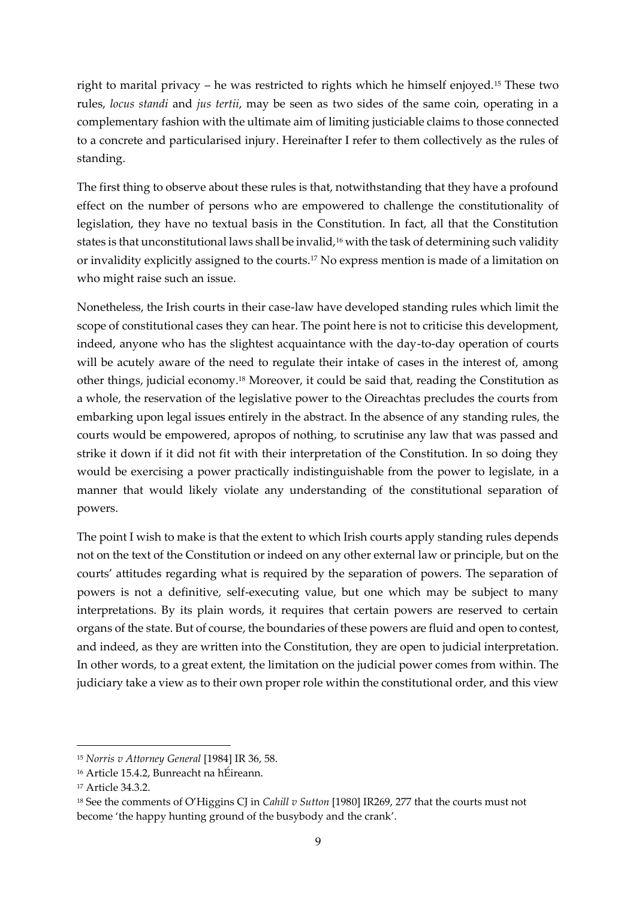right to marital privacy – he was restricted to rights which he himself enjoyed.[15] These two rules, *locus standi* and *jus tertii*, may be seen as two sides of the same coin, operating in a complementary fashion with the ultimate aim of limiting justiciable claims to those connected to a concrete and particularised injury. Hereinafter I refer to them collectively as the rules of standing.

The first thing to observe about these rules is that, notwithstanding that they have a profound effect on the number of persons who are empowered to challenge the constitutionality of legislation, they have no textual basis in the Constitution. In fact, all that the Constitution states is that unconstitutional laws shall be invalid,[16] with the task of determining such validity or invalidity explicitly assigned to the courts.[17] No express mention is made of a limitation on who might raise such an issue.

Nonetheless, the Irish courts in their case-law have developed standing rules which limit the scope of constitutional cases they can hear. The point here is not to criticise this development, indeed, anyone who has the slightest acquaintance with the day-to-day operation of courts will be acutely aware of the need to regulate their intake of cases in the interest of, among other things, judicial economy.[18] Moreover, it could be said that, reading the Constitution as a whole, the reservation of the legislative power to the Oireachtas precludes the courts from embarking upon legal issues entirely in the abstract. In the absence of any standing rules, the courts would be empowered, apropos of nothing, to scrutinise any law that was passed and strike it down if it did not fit with their interpretation of the Constitution. In so doing they would be exercising a power practically indistinguishable from the power to legislate, in a manner that would likely violate any understanding of the constitutional separation of powers.

The point I wish to make is that the extent to which Irish courts apply standing rules depends not on the text of the Constitution or indeed on any other external law or principle, but on the courts' attitudes regarding what is required by the separation of powers. The separation of powers is not a definitive, self-executing value, but one which may be subject to many interpretations. By its plain words, it requires that certain powers are reserved to certain organs of the state. But of course, the boundaries of these powers are fluid and open to contest, and indeed, as they are written into the Constitution, they are open to judicial interpretation. In other words, to a great extent, the limitation on the judicial power comes from within. The judiciary take a view as to their own proper role within the constitutional order, and this view

---

[15] *Norris v Attorney General* [1984] IR 36, 58.

[16] Article 15.4.2, Bunreacht na hÉireann.

[17] Article 34.3.2.

[18] See the comments of O'Higgins CJ in *Cahill v Sutton* [1980] IR269, 277 that the courts must not become 'the happy hunting ground of the busybody and the crank'.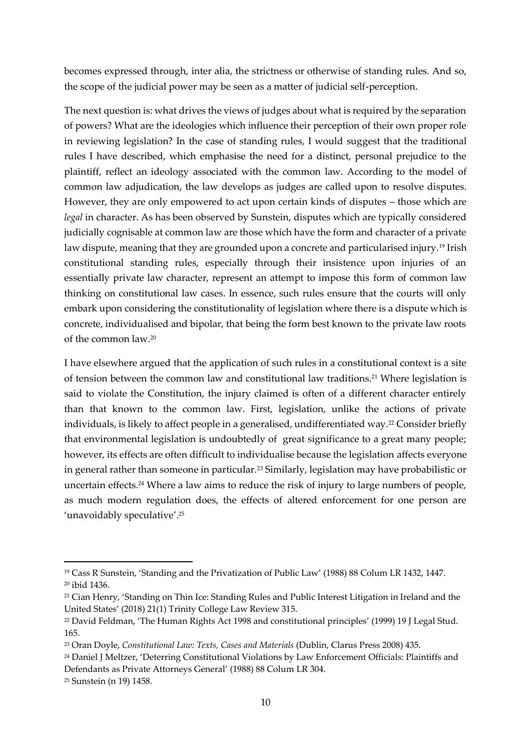becomes expressed through, inter alia, the strictness or otherwise of standing rules. And so, the scope of the judicial power may be seen as a matter of judicial self-perception.

The next question is: what drives the views of judges about what is required by the separation of powers? What are the ideologies which influence their perception of their own proper role in reviewing legislation? In the case of standing rules, I would suggest that the traditional rules I have described, which emphasise the need for a distinct, personal prejudice to the plaintiff, reflect an ideology associated with the common law. According to the model of common law adjudication, the law develops as judges are called upon to resolve disputes. However, they are only empowered to act upon certain kinds of disputes – those which are *legal* in character. As has been observed by Sunstein, disputes which are typically considered judicially cognisable at common law are those which have the form and character of a private law dispute, meaning that they are grounded upon a concrete and particularised injury.[19] Irish constitutional standing rules, especially through their insistence upon injuries of an essentially private law character, represent an attempt to impose this form of common law thinking on constitutional law cases. In essence, such rules ensure that the courts will only embark upon considering the constitutionality of legislation where there is a dispute which is concrete, individualised and bipolar, that being the form best known to the private law roots of the common law.[20]

I have elsewhere argued that the application of such rules in a constitutional context is a site of tension between the common law and constitutional law traditions.[21] Where legislation is said to violate the Constitution, the injury claimed is often of a different character entirely than that known to the common law. First, legislation, unlike the actions of private individuals, is likely to affect people in a generalised, undifferentiated way.[22] Consider briefly that environmental legislation is undoubtedly of great significance to a great many people; however, its effects are often difficult to individualise because the legislation affects everyone in general rather than someone in particular.[23] Similarly, legislation may have probabilistic or uncertain effects.[24] Where a law aims to reduce the risk of injury to large numbers of people, as much modern regulation does, the effects of altered enforcement for one person are 'unavoidably speculative'.[25]

---

[19] Cass R Sunstein, 'Standing and the Privatization of Public Law' (1988) 88 Colum LR 1432, 1447.

[20] ibid 1436.

[21] Cian Henry, 'Standing on Thin Ice: Standing Rules and Public Interest Litigation in Ireland and the United States' (2018) 21(1) Trinity College Law Review 315.

[22] David Feldman, 'The Human Rights Act 1998 and constitutional principles' (1999) 19 J Legal Stud. 165.

[23] Oran Doyle, *Constitutional Law: Texts, Cases and Materials* (Dublin, Clarus Press 2008) 435.

[24] Daniel J Meltzer, 'Deterring Constitutional Violations by Law Enforcement Officials: Plaintiffs and Defendants as Private Attorneys General' (1988) 88 Colum LR 304.

[25] Sunstein (n 19) 1458.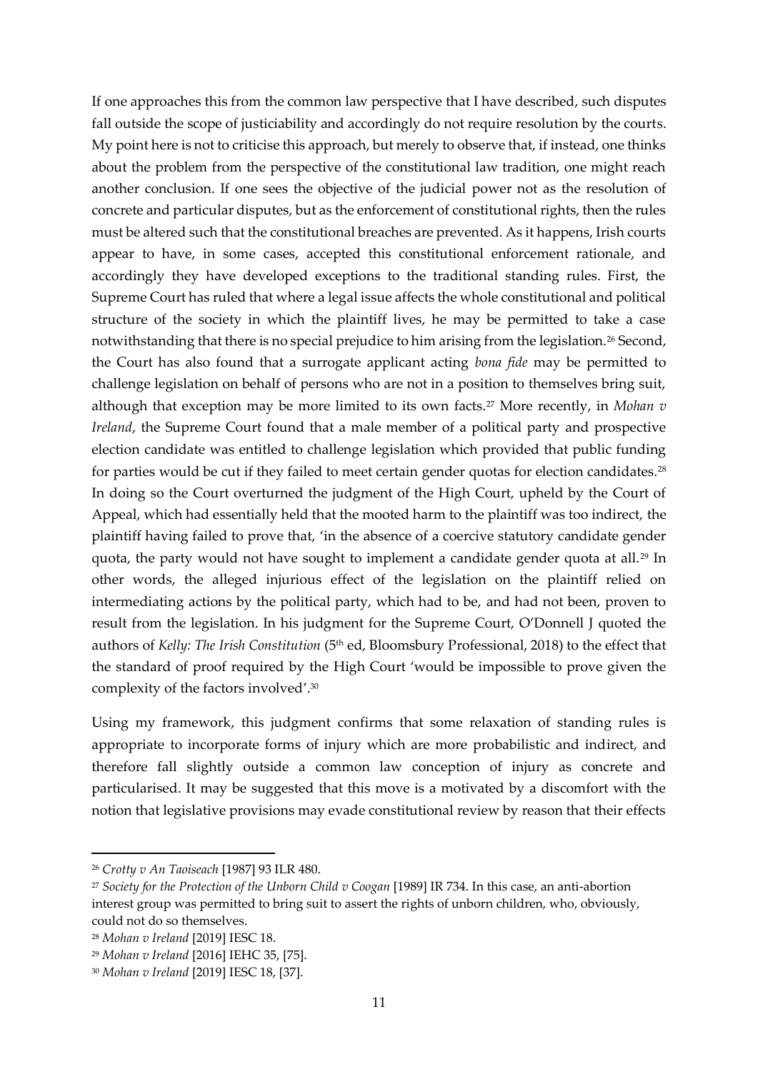If one approaches this from the common law perspective that I have described, such disputes fall outside the scope of justiciability and accordingly do not require resolution by the courts. My point here is not to criticise this approach, but merely to observe that, if instead, one thinks about the problem from the perspective of the constitutional law tradition, one might reach another conclusion. If one sees the objective of the judicial power not as the resolution of concrete and particular disputes, but as the enforcement of constitutional rights, then the rules must be altered such that the constitutional breaches are prevented. As it happens, Irish courts appear to have, in some cases, accepted this constitutional enforcement rationale, and accordingly they have developed exceptions to the traditional standing rules. First, the Supreme Court has ruled that where a legal issue affects the whole constitutional and political structure of the society in which the plaintiff lives, he may be permitted to take a case notwithstanding that there is no special prejudice to him arising from the legislation.[26] Second, the Court has also found that a surrogate applicant acting *bona fide* may be permitted to challenge legislation on behalf of persons who are not in a position to themselves bring suit, although that exception may be more limited to its own facts.[27] More recently, in *Mohan v Ireland*, the Supreme Court found that a male member of a political party and prospective election candidate was entitled to challenge legislation which provided that public funding for parties would be cut if they failed to meet certain gender quotas for election candidates.[28] In doing so the Court overturned the judgment of the High Court, upheld by the Court of Appeal, which had essentially held that the mooted harm to the plaintiff was too indirect, the plaintiff having failed to prove that, 'in the absence of a coercive statutory candidate gender quota, the party would not have sought to implement a candidate gender quota at all.[29] In other words, the alleged injurious effect of the legislation on the plaintiff relied on intermediating actions by the political party, which had to be, and had not been, proven to result from the legislation. In his judgment for the Supreme Court, O'Donnell J quoted the authors of *Kelly: The Irish Constitution* (5th ed, Bloomsbury Professional, 2018) to the effect that the standard of proof required by the High Court 'would be impossible to prove given the complexity of the factors involved'.[30]

Using my framework, this judgment confirms that some relaxation of standing rules is appropriate to incorporate forms of injury which are more probabilistic and indirect, and therefore fall slightly outside a common law conception of injury as concrete and particularised. It may be suggested that this move is a motivated by a discomfort with the notion that legislative provisions may evade constitutional review by reason that their effects

---

[26] *Crotty v An Taoiseach* [1987] 93 ILR 480.

[27] *Society for the Protection of the Unborn Child v Coogan* [1989] IR 734. In this case, an anti-abortion interest group was permitted to bring suit to assert the rights of unborn children, who, obviously, could not do so themselves.

[28] *Mohan v Ireland* [2019] IESC 18.

[29] *Mohan v Ireland* [2016] IEHC 35, [75].

[30] *Mohan v Ireland* [2019] IESC 18, [37].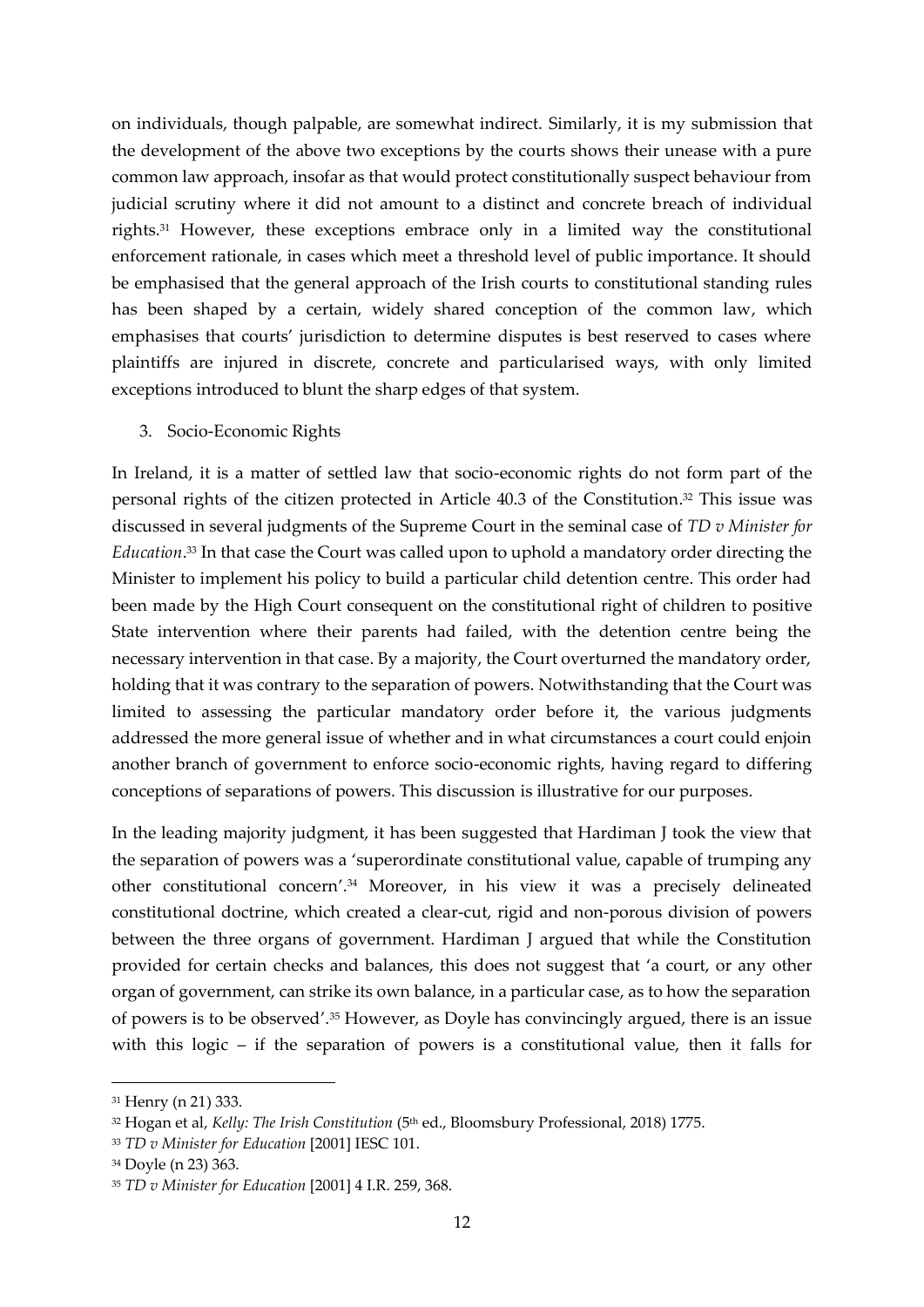on individuals, though palpable, are somewhat indirect. Similarly, it is my submission that the development of the above two exceptions by the courts shows their unease with a pure common law approach, insofar as that would protect constitutionally suspect behaviour from judicial scrutiny where it did not amount to a distinct and concrete breach of individual rights.[31] However, these exceptions embrace only in a limited way the constitutional enforcement rationale, in cases which meet a threshold level of public importance. It should be emphasised that the general approach of the Irish courts to constitutional standing rules has been shaped by a certain, widely shared conception of the common law, which emphasises that courts' jurisdiction to determine disputes is best reserved to cases where plaintiffs are injured in discrete, concrete and particularised ways, with only limited exceptions introduced to blunt the sharp edges of that system.

## 3. Socio-Economic Rights

In Ireland, it is a matter of settled law that socio-economic rights do not form part of the personal rights of the citizen protected in Article 40.3 of the Constitution.[32] This issue was discussed in several judgments of the Supreme Court in the seminal case of *TD v Minister for Education*.[33] In that case the Court was called upon to uphold a mandatory order directing the Minister to implement his policy to build a particular child detention centre. This order had been made by the High Court consequent on the constitutional right of children to positive State intervention where their parents had failed, with the detention centre being the necessary intervention in that case. By a majority, the Court overturned the mandatory order, holding that it was contrary to the separation of powers. Notwithstanding that the Court was limited to assessing the particular mandatory order before it, the various judgments addressed the more general issue of whether and in what circumstances a court could enjoin another branch of government to enforce socio-economic rights, having regard to differing conceptions of separations of powers. This discussion is illustrative for our purposes.

In the leading majority judgment, it has been suggested that Hardiman J took the view that the separation of powers was a 'superordinate constitutional value, capable of trumping any other constitutional concern'.[34] Moreover, in his view it was a precisely delineated constitutional doctrine, which created a clear-cut, rigid and non-porous division of powers between the three organs of government. Hardiman J argued that while the Constitution provided for certain checks and balances, this does not suggest that 'a court, or any other organ of government, can strike its own balance, in a particular case, as to how the separation of powers is to be observed'.[35] However, as Doyle has convincingly argued, there is an issue with this logic – if the separation of powers is a constitutional value, then it falls for

---

[31] Henry (n 21) 333.

[32] Hogan et al, *Kelly: The Irish Constitution* (5th ed., Bloomsbury Professional, 2018) 1775.

[33] *TD v Minister for Education* [2001] IESC 101.

[34] Doyle (n 23) 363.

[35] *TD v Minister for Education* [2001] 4 I.R. 259, 368.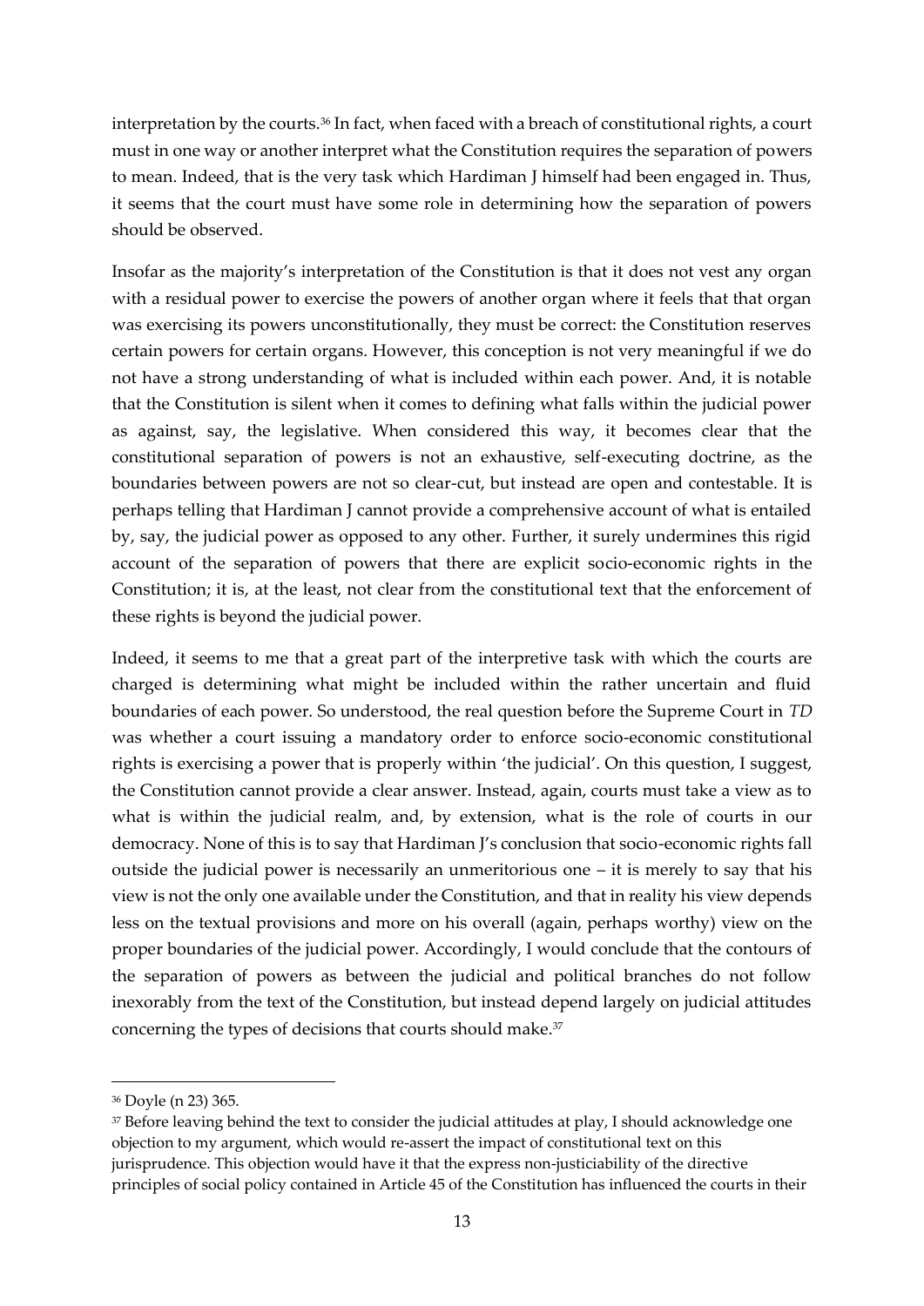interpretation by the courts.[36] In fact, when faced with a breach of constitutional rights, a court must in one way or another interpret what the Constitution requires the separation of powers to mean. Indeed, that is the very task which Hardiman J himself had been engaged in. Thus, it seems that the court must have some role in determining how the separation of powers should be observed.

Insofar as the majority's interpretation of the Constitution is that it does not vest any organ with a residual power to exercise the powers of another organ where it feels that that organ was exercising its powers unconstitutionally, they must be correct: the Constitution reserves certain powers for certain organs. However, this conception is not very meaningful if we do not have a strong understanding of what is included within each power. And, it is notable that the Constitution is silent when it comes to defining what falls within the judicial power as against, say, the legislative. When considered this way, it becomes clear that the constitutional separation of powers is not an exhaustive, self-executing doctrine, as the boundaries between powers are not so clear-cut, but instead are open and contestable. It is perhaps telling that Hardiman J cannot provide a comprehensive account of what is entailed by, say, the judicial power as opposed to any other. Further, it surely undermines this rigid account of the separation of powers that there are explicit socio-economic rights in the Constitution; it is, at the least, not clear from the constitutional text that the enforcement of these rights is beyond the judicial power.

Indeed, it seems to me that a great part of the interpretive task with which the courts are charged is determining what might be included within the rather uncertain and fluid boundaries of each power. So understood, the real question before the Supreme Court in *TD* was whether a court issuing a mandatory order to enforce socio-economic constitutional rights is exercising a power that is properly within 'the judicial'. On this question, I suggest, the Constitution cannot provide a clear answer. Instead, again, courts must take a view as to what is within the judicial realm, and, by extension, what is the role of courts in our democracy. None of this is to say that Hardiman J's conclusion that socio-economic rights fall outside the judicial power is necessarily an unmeritorious one – it is merely to say that his view is not the only one available under the Constitution, and that in reality his view depends less on the textual provisions and more on his overall (again, perhaps worthy) view on the proper boundaries of the judicial power. Accordingly, I would conclude that the contours of the separation of powers as between the judicial and political branches do not follow inexorably from the text of the Constitution, but instead depend largely on judicial attitudes concerning the types of decisions that courts should make.[37]

---

[36] Doyle (n 23) 365.

[37] Before leaving behind the text to consider the judicial attitudes at play, I should acknowledge one objection to my argument, which would re-assert the impact of constitutional text on this jurisprudence. This objection would have it that the express non-justiciability of the directive principles of social policy contained in Article 45 of the Constitution has influenced the courts in their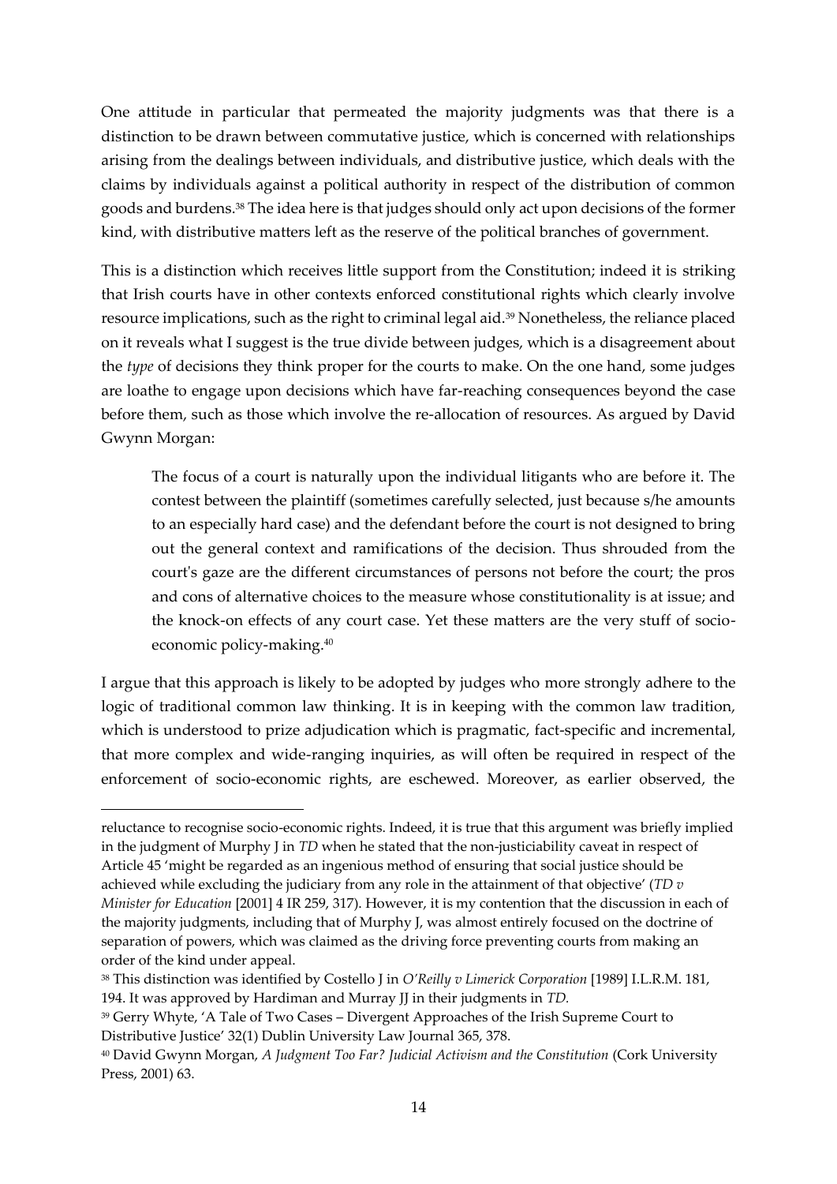One attitude in particular that permeated the majority judgments was that there is a distinction to be drawn between commutative justice, which is concerned with relationships arising from the dealings between individuals, and distributive justice, which deals with the claims by individuals against a political authority in respect of the distribution of common goods and burdens.[38] The idea here is that judges should only act upon decisions of the former kind, with distributive matters left as the reserve of the political branches of government.

This is a distinction which receives little support from the Constitution; indeed it is striking that Irish courts have in other contexts enforced constitutional rights which clearly involve resource implications, such as the right to criminal legal aid.[39] Nonetheless, the reliance placed on it reveals what I suggest is the true divide between judges, which is a disagreement about the *type* of decisions they think proper for the courts to make. On the one hand, some judges are loathe to engage upon decisions which have far-reaching consequences beyond the case before them, such as those which involve the re-allocation of resources. As argued by David Gwynn Morgan:

> The focus of a court is naturally upon the individual litigants who are before it. The contest between the plaintiff (sometimes carefully selected, just because s/he amounts to an especially hard case) and the defendant before the court is not designed to bring out the general context and ramifications of the decision. Thus shrouded from the court's gaze are the different circumstances of persons not before the court; the pros and cons of alternative choices to the measure whose constitutionality is at issue; and the knock-on effects of any court case. Yet these matters are the very stuff of socio-economic policy-making.[40]

I argue that this approach is likely to be adopted by judges who more strongly adhere to the logic of traditional common law thinking. It is in keeping with the common law tradition, which is understood to prize adjudication which is pragmatic, fact-specific and incremental, that more complex and wide-ranging inquiries, as will often be required in respect of the enforcement of socio-economic rights, are eschewed. Moreover, as earlier observed, the

---

reluctance to recognise socio-economic rights. Indeed, it is true that this argument was briefly implied in the judgment of Murphy J in *TD* when he stated that the non-justiciability caveat in respect of Article 45 'might be regarded as an ingenious method of ensuring that social justice should be achieved while excluding the judiciary from any role in the attainment of that objective' (*TD v Minister for Education* [2001] 4 IR 259, 317). However, it is my contention that the discussion in each of the majority judgments, including that of Murphy J, was almost entirely focused on the doctrine of separation of powers, which was claimed as the driving force preventing courts from making an order of the kind under appeal.

[38] This distinction was identified by Costello J in *O'Reilly v Limerick Corporation* [1989] I.L.R.M. 181, 194. It was approved by Hardiman and Murray JJ in their judgments in *TD.*

[39] Gerry Whyte, 'A Tale of Two Cases – Divergent Approaches of the Irish Supreme Court to Distributive Justice' 32(1) Dublin University Law Journal 365, 378.

[40] David Gwynn Morgan, *A Judgment Too Far? Judicial Activism and the Constitution* (Cork University Press, 2001) 63.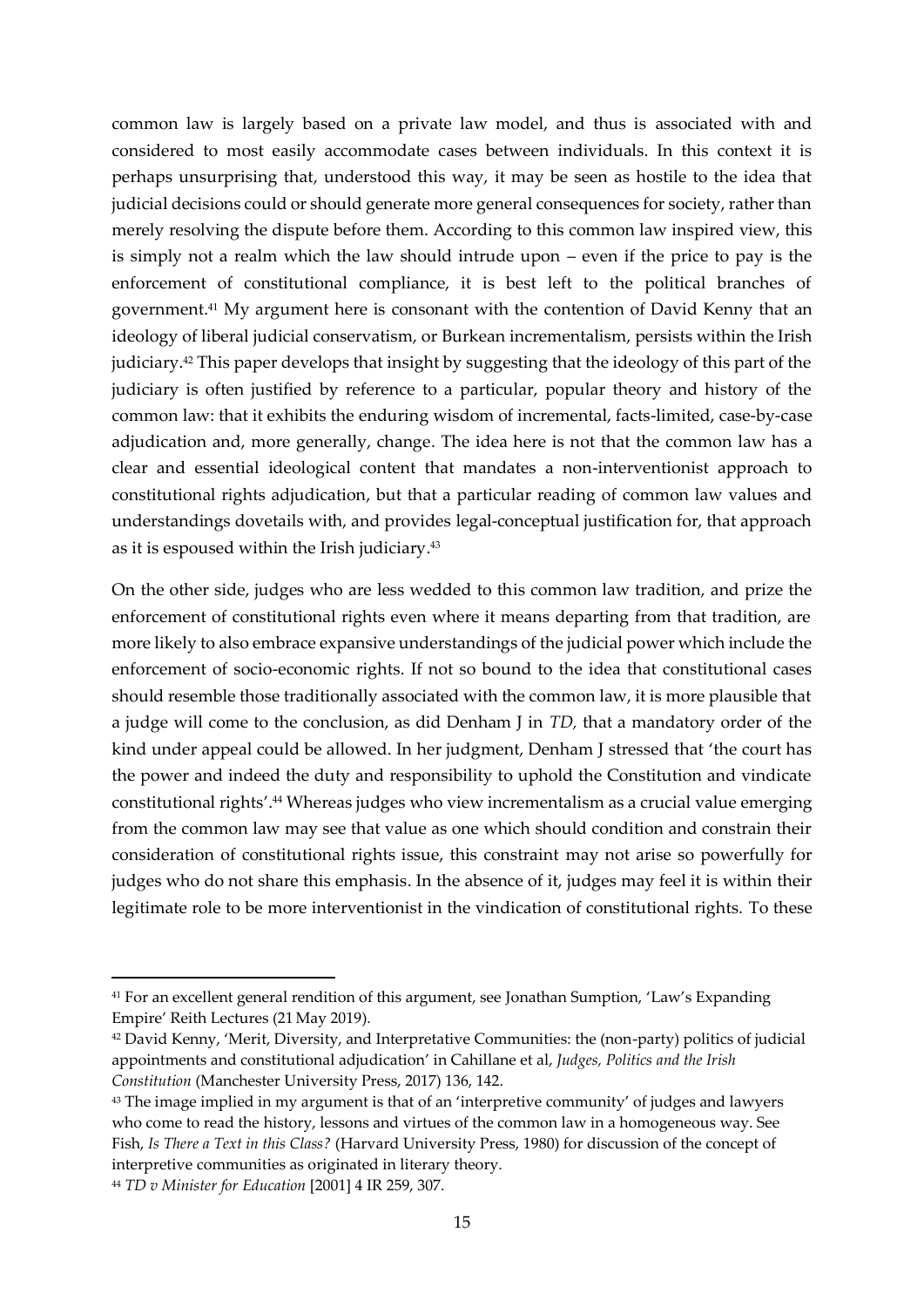common law is largely based on a private law model, and thus is associated with and considered to most easily accommodate cases between individuals. In this context it is perhaps unsurprising that, understood this way, it may be seen as hostile to the idea that judicial decisions could or should generate more general consequences for society, rather than merely resolving the dispute before them. According to this common law inspired view, this is simply not a realm which the law should intrude upon – even if the price to pay is the enforcement of constitutional compliance, it is best left to the political branches of government.[41] My argument here is consonant with the contention of David Kenny that an ideology of liberal judicial conservatism, or Burkean incrementalism, persists within the Irish judiciary.[42] This paper develops that insight by suggesting that the ideology of this part of the judiciary is often justified by reference to a particular, popular theory and history of the common law: that it exhibits the enduring wisdom of incremental, facts-limited, case-by-case adjudication and, more generally, change. The idea here is not that the common law has a clear and essential ideological content that mandates a non-interventionist approach to constitutional rights adjudication, but that a particular reading of common law values and understandings dovetails with, and provides legal-conceptual justification for, that approach as it is espoused within the Irish judiciary.[43]

On the other side, judges who are less wedded to this common law tradition, and prize the enforcement of constitutional rights even where it means departing from that tradition, are more likely to also embrace expansive understandings of the judicial power which include the enforcement of socio-economic rights. If not so bound to the idea that constitutional cases should resemble those traditionally associated with the common law, it is more plausible that a judge will come to the conclusion, as did Denham J in *TD,* that a mandatory order of the kind under appeal could be allowed. In her judgment, Denham J stressed that 'the court has the power and indeed the duty and responsibility to uphold the Constitution and vindicate constitutional rights'.[44] Whereas judges who view incrementalism as a crucial value emerging from the common law may see that value as one which should condition and constrain their consideration of constitutional rights issue, this constraint may not arise so powerfully for judges who do not share this emphasis. In the absence of it, judges may feel it is within their legitimate role to be more interventionist in the vindication of constitutional rights. To these

---

[41] For an excellent general rendition of this argument, see Jonathan Sumption, 'Law's Expanding Empire' Reith Lectures (21 May 2019).

[42] David Kenny, 'Merit, Diversity, and Interpretative Communities: the (non-party) politics of judicial appointments and constitutional adjudication' in Cahillane et al, *Judges, Politics and the Irish Constitution* (Manchester University Press, 2017) 136, 142.

[43] The image implied in my argument is that of an 'interpretive community' of judges and lawyers who come to read the history, lessons and virtues of the common law in a homogeneous way. See Fish, *Is There a Text in this Class?* (Harvard University Press, 1980) for discussion of the concept of interpretive communities as originated in literary theory.

[44] *TD v Minister for Education* [2001] 4 IR 259, 307.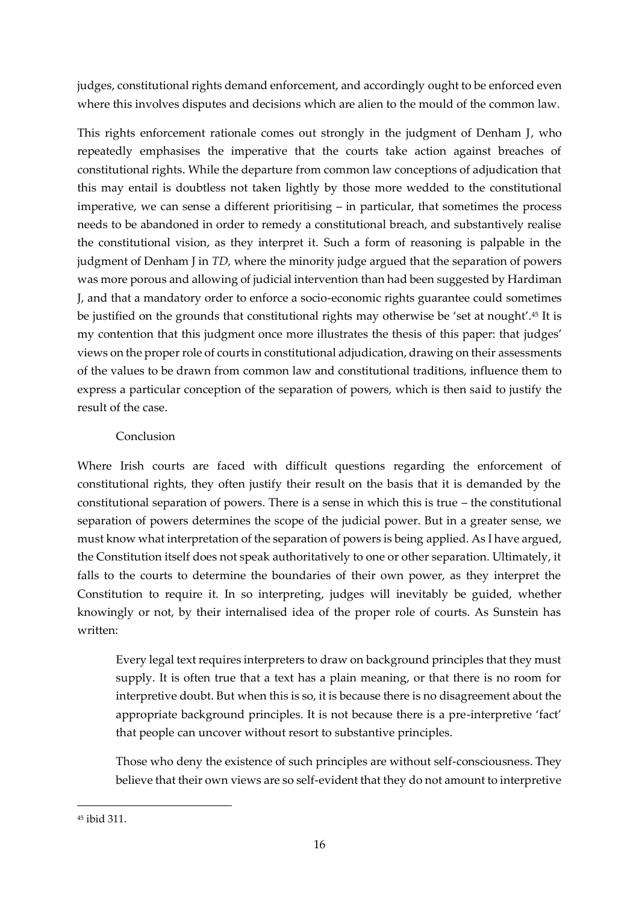judges, constitutional rights demand enforcement, and accordingly ought to be enforced even where this involves disputes and decisions which are alien to the mould of the common law.

This rights enforcement rationale comes out strongly in the judgment of Denham J, who repeatedly emphasises the imperative that the courts take action against breaches of constitutional rights. While the departure from common law conceptions of adjudication that this may entail is doubtless not taken lightly by those more wedded to the constitutional imperative, we can sense a different prioritising – in particular, that sometimes the process needs to be abandoned in order to remedy a constitutional breach, and substantively realise the constitutional vision, as they interpret it. Such a form of reasoning is palpable in the judgment of Denham J in *TD,* where the minority judge argued that the separation of powers was more porous and allowing of judicial intervention than had been suggested by Hardiman J, and that a mandatory order to enforce a socio-economic rights guarantee could sometimes be justified on the grounds that constitutional rights may otherwise be 'set at nought'.[45] It is my contention that this judgment once more illustrates the thesis of this paper: that judges' views on the proper role of courts in constitutional adjudication, drawing on their assessments of the values to be drawn from common law and constitutional traditions, influence them to express a particular conception of the separation of powers, which is then said to justify the result of the case.

## Conclusion

Where Irish courts are faced with difficult questions regarding the enforcement of constitutional rights, they often justify their result on the basis that it is demanded by the constitutional separation of powers. There is a sense in which this is true – the constitutional separation of powers determines the scope of the judicial power. But in a greater sense, we must know what interpretation of the separation of powers is being applied. As I have argued, the Constitution itself does not speak authoritatively to one or other separation. Ultimately, it falls to the courts to determine the boundaries of their own power, as they interpret the Constitution to require it. In so interpreting, judges will inevitably be guided, whether knowingly or not, by their internalised idea of the proper role of courts. As Sunstein has written:

> Every legal text requires interpreters to draw on background principles that they must supply. It is often true that a text has a plain meaning, or that there is no room for interpretive doubt. But when this is so, it is because there is no disagreement about the appropriate background principles. It is not because there is a pre-interpretive 'fact' that people can uncover without resort to substantive principles.
>
> Those who deny the existence of such principles are without self-consciousness. They believe that their own views are so self-evident that they do not amount to interpretive

[45] ibid 311.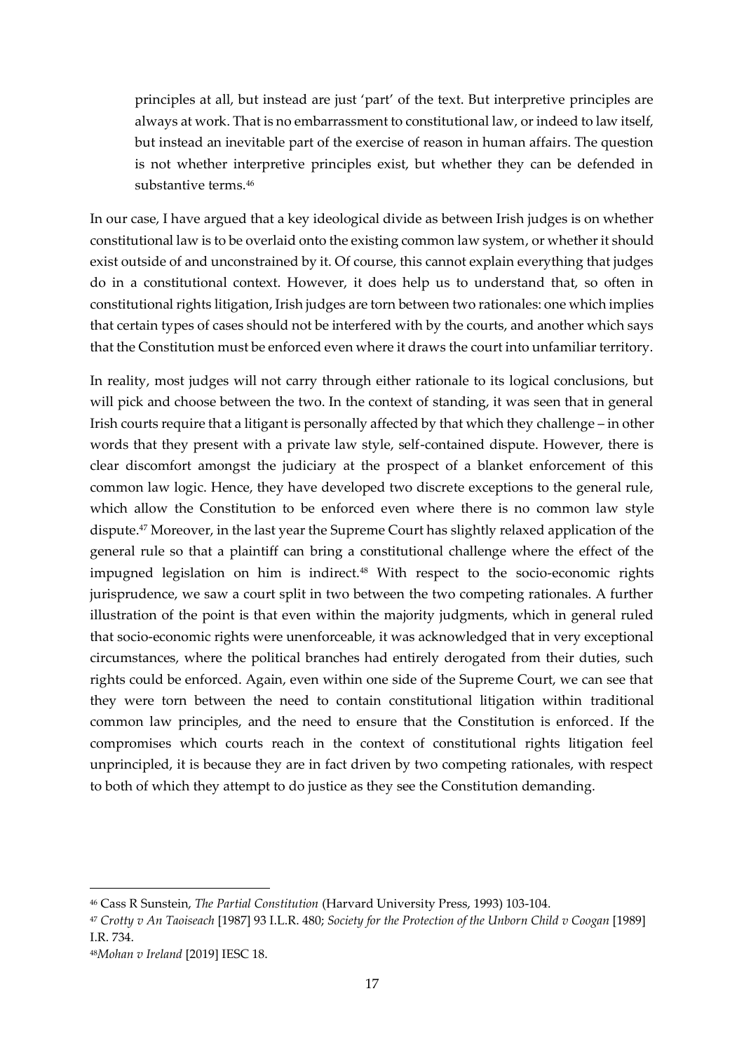> principles at all, but instead are just 'part' of the text. But interpretive principles are always at work. That is no embarrassment to constitutional law, or indeed to law itself, but instead an inevitable part of the exercise of reason in human affairs. The question is not whether interpretive principles exist, but whether they can be defended in substantive terms.[46]

In our case, I have argued that a key ideological divide as between Irish judges is on whether constitutional law is to be overlaid onto the existing common law system, or whether it should exist outside of and unconstrained by it. Of course, this cannot explain everything that judges do in a constitutional context. However, it does help us to understand that, so often in constitutional rights litigation, Irish judges are torn between two rationales: one which implies that certain types of cases should not be interfered with by the courts, and another which says that the Constitution must be enforced even where it draws the court into unfamiliar territory.

In reality, most judges will not carry through either rationale to its logical conclusions, but will pick and choose between the two. In the context of standing, it was seen that in general Irish courts require that a litigant is personally affected by that which they challenge – in other words that they present with a private law style, self-contained dispute. However, there is clear discomfort amongst the judiciary at the prospect of a blanket enforcement of this common law logic. Hence, they have developed two discrete exceptions to the general rule, which allow the Constitution to be enforced even where there is no common law style dispute.[47] Moreover, in the last year the Supreme Court has slightly relaxed application of the general rule so that a plaintiff can bring a constitutional challenge where the effect of the impugned legislation on him is indirect.[48] With respect to the socio-economic rights jurisprudence, we saw a court split in two between the two competing rationales. A further illustration of the point is that even within the majority judgments, which in general ruled that socio-economic rights were unenforceable, it was acknowledged that in very exceptional circumstances, where the political branches had entirely derogated from their duties, such rights could be enforced. Again, even within one side of the Supreme Court, we can see that they were torn between the need to contain constitutional litigation within traditional common law principles, and the need to ensure that the Constitution is enforced. If the compromises which courts reach in the context of constitutional rights litigation feel unprincipled, it is because they are in fact driven by two competing rationales, with respect to both of which they attempt to do justice as they see the Constitution demanding.

---

[46] Cass R Sunstein, *The Partial Constitution* (Harvard University Press, 1993) 103-104.

[47] *Crotty v An Taoiseach* [1987] 93 I.L.R. 480; *Society for the Protection of the Unborn Child v Coogan* [1989] I.R. 734.

[48] *Mohan v Ireland* [2019] IESC 18.